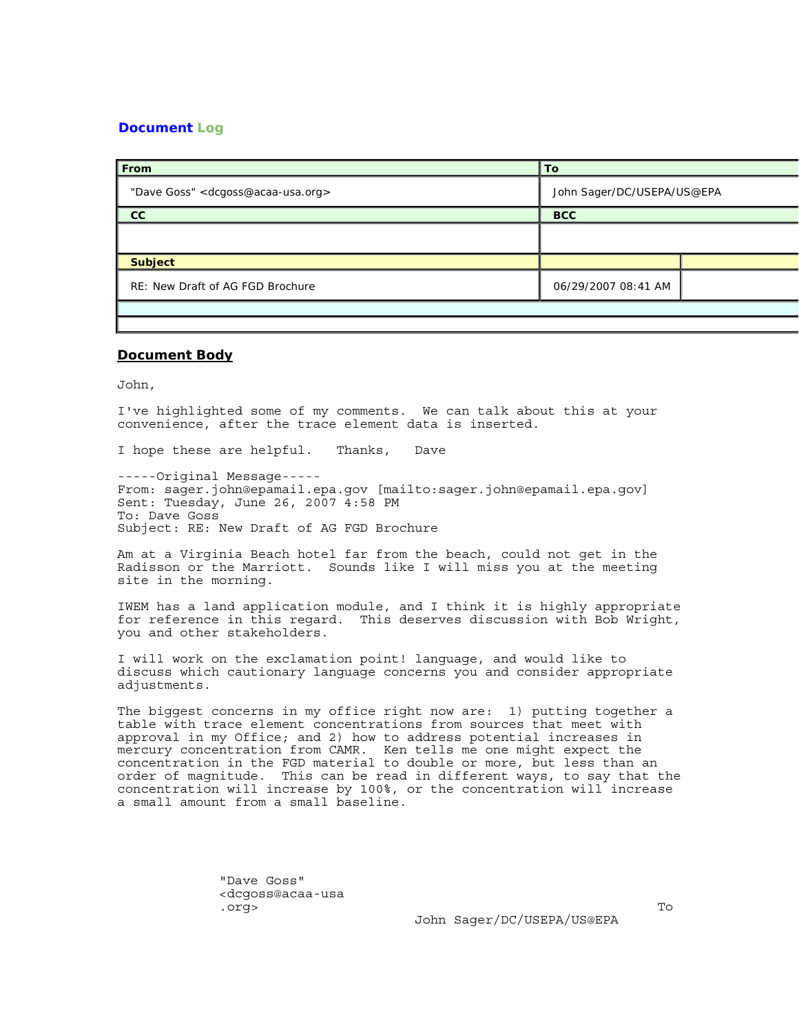## Document Log

| From | To |
|---|---|
| "Dave Goss" <dcgoss@acaa-usa.org> | John Sager/DC/USEPA/US@EPA |
| **CC** | **BCC** |
| | |
| **Subject** | |
| RE: New Draft of AG FGD Brochure | 06/29/2007 08:41 AM |

## Document Body

John,

I've highlighted some of my comments. We can talk about this at your convenience, after the trace element data is inserted.

I hope these are helpful. Thanks, Dave

-----Original Message-----
From: sager.john@epamail.epa.gov [mailto:sager.john@epamail.epa.gov]
Sent: Tuesday, June 26, 2007 4:58 PM
To: Dave Goss
Subject: RE: New Draft of AG FGD Brochure

Am at a Virginia Beach hotel far from the beach, could not get in the Radisson or the Marriott. Sounds like I will miss you at the meeting site in the morning.

IWEM has a land application module, and I think it is highly appropriate for reference in this regard. This deserves discussion with Bob Wright, you and other stakeholders.

I will work on the exclamation point! language, and would like to discuss which cautionary language concerns you and consider appropriate adjustments.

The biggest concerns in my office right now are: 1) putting together a table with trace element concentrations from sources that meet with approval in my Office; and 2) how to address potential increases in mercury concentration from CAMR. Ken tells me one might expect the concentration in the FGD material to double or more, but less than an order of magnitude. This can be read in different ways, to say that the concentration will increase by 100%, or the concentration will increase a small amount from a small baseline.

"Dave Goss"
<dcgoss@acaa-usa
.org>

To
John Sager/DC/USEPA/US@EPA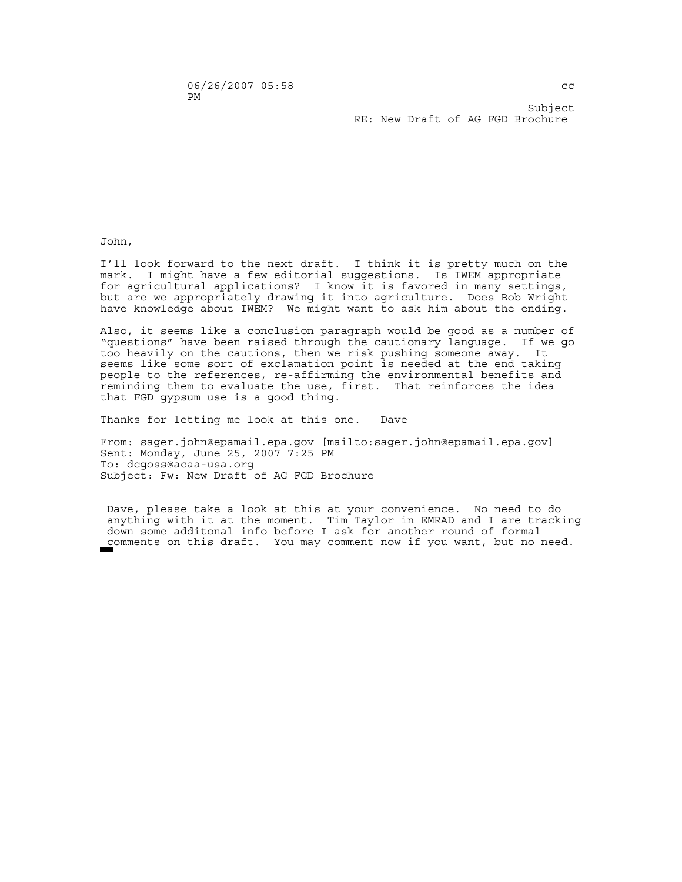06/26/2007 05:58 PM

cc

Subject
RE: New Draft of AG FGD Brochure

John,

I'll look forward to the next draft. I think it is pretty much on the mark. I might have a few editorial suggestions. Is IWEM appropriate for agricultural applications? I know it is favored in many settings, but are we appropriately drawing it into agriculture. Does Bob Wright have knowledge about IWEM? We might want to ask him about the ending.

Also, it seems like a conclusion paragraph would be good as a number of "questions" have been raised through the cautionary language. If we go too heavily on the cautions, then we risk pushing someone away. It seems like some sort of exclamation point is needed at the end taking people to the references, re-affirming the environmental benefits and reminding them to evaluate the use, first. That reinforces the idea that FGD gypsum use is a good thing.

Thanks for letting me look at this one. Dave

From: sager.john@epamail.epa.gov [mailto:sager.john@epamail.epa.gov]
Sent: Monday, June 25, 2007 7:25 PM
To: dcgoss@acaa-usa.org
Subject: Fw: New Draft of AG FGD Brochure

Dave, please take a look at this at your convenience. No need to do anything with it at the moment. Tim Taylor in EMRAD and I are tracking down some additonal info before I ask for another round of formal comments on this draft. You may comment now if you want, but no need.